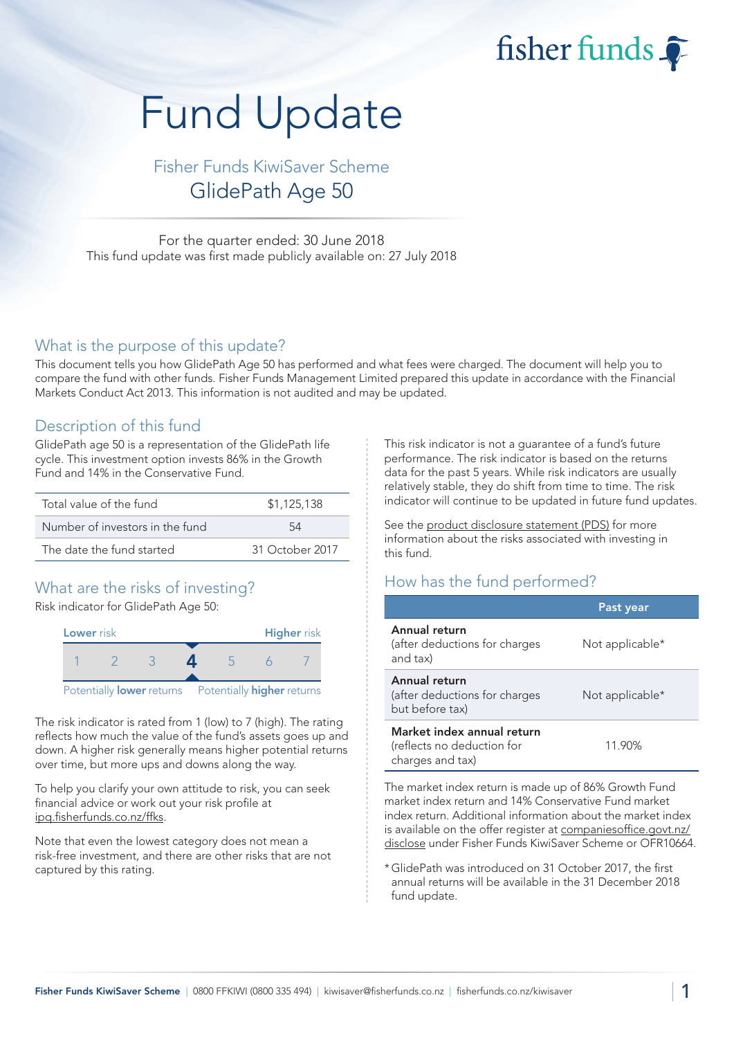fisher funds

# Fund Update

## Fisher Funds KiwiSaver Scheme
## GlidePath Age 50

For the quarter ended: 30 June 2018
This fund update was first made publicly available on: 27 July 2018

## What is the purpose of this update?

This document tells you how GlidePath Age 50 has performed and what fees were charged. The document will help you to compare the fund with other funds. Fisher Funds Management Limited prepared this update in accordance with the Financial Markets Conduct Act 2013. This information is not audited and may be updated.

## Description of this fund

GlidePath age 50 is a representation of the GlidePath life cycle. This investment option invests 86% in the Growth Fund and 14% in the Conservative Fund.

| | |
|---|---|
| Total value of the fund | $1,125,138 |
| Number of investors in the fund | 54 |
| The date the fund started | 31 October 2017 |

## What are the risks of investing?

Risk indicator for GlidePath Age 50:

| Lower risk | | | | | | Higher risk |
|---|---|---|---|---|---|---|
| 1 | 2 | 3 | **4** | 5 | 6 | 7 |

Potentially **lower** returns — Potentially **higher** returns

The risk indicator is rated from 1 (low) to 7 (high). The rating reflects how much the value of the fund's assets goes up and down. A higher risk generally means higher potential returns over time, but more ups and downs along the way.

To help you clarify your own attitude to risk, you can seek financial advice or work out your risk profile at ipq.fisherfunds.co.nz/ffks.

Note that even the lowest category does not mean a risk-free investment, and there are other risks that are not captured by this rating.

This risk indicator is not a guarantee of a fund's future performance. The risk indicator is based on the returns data for the past 5 years. While risk indicators are usually relatively stable, they do shift from time to time. The risk indicator will continue to be updated in future fund updates.

See the product disclosure statement (PDS) for more information about the risks associated with investing in this fund.

## How has the fund performed?

| | Past year |
|---|---|
| **Annual return** (after deductions for charges and tax) | Not applicable* |
| **Annual return** (after deductions for charges but before tax) | Not applicable* |
| **Market index annual return** (reflects no deduction for charges and tax) | 11.90% |

The market index return is made up of 86% Growth Fund market index return and 14% Conservative Fund market index return. Additional information about the market index is available on the offer register at companiesoffice.govt.nz/disclose under Fisher Funds KiwiSaver Scheme or OFR10664.

\* GlidePath was introduced on 31 October 2017, the first annual returns will be available in the 31 December 2018 fund update.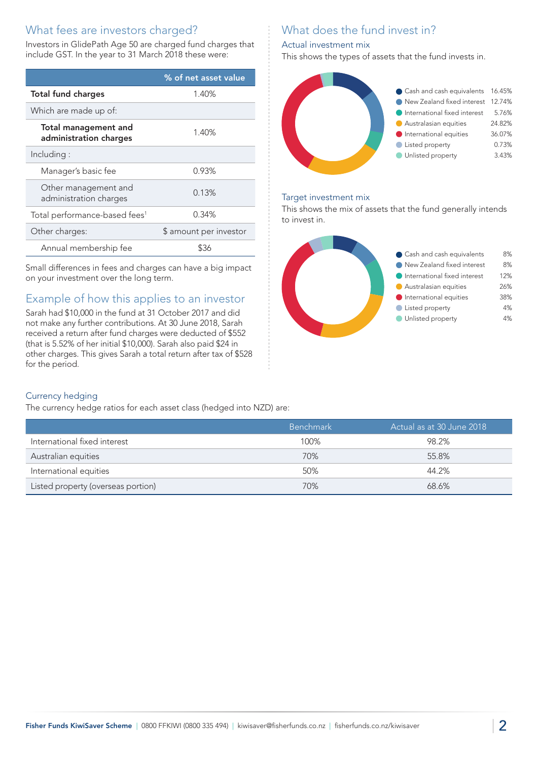## What fees are investors charged?

Investors in GlidePath Age 50 are charged fund charges that include GST. In the year to 31 March 2018 these were:

| | % of net asset value |
|---|---|
| **Total fund charges** | 1.40% |
| Which are made up of: | |
| **Total management and administration charges** | 1.40% |
| Including : | |
| Manager's basic fee | 0.93% |
| Other management and administration charges | 0.13% |
| Total performance-based fees[1] | 0.34% |
| Other charges: | $ amount per investor |
| Annual membership fee | $36 |

Small differences in fees and charges can have a big impact on your investment over the long term.

## Example of how this applies to an investor

Sarah had $10,000 in the fund at 31 October 2017 and did not make any further contributions. At 30 June 2018, Sarah received a return after fund charges were deducted of $552 (that is 5.52% of her initial $10,000). Sarah also paid $24 in other charges. This gives Sarah a total return after tax of $528 for the period.

## What does the fund invest in?

### Actual investment mix

This shows the types of assets that the fund invests in.

| Asset class | % |
|---|---|
| Cash and cash equivalents | 16.45% |
| New Zealand fixed interest | 12.74% |
| International fixed interest | 5.76% |
| Australasian equities | 24.82% |
| International equities | 36.07% |
| Listed property | 0.73% |
| Unlisted property | 3.43% |

### Target investment mix

This shows the mix of assets that the fund generally intends to invest in.

| Asset class | % |
|---|---|
| Cash and cash equivalents | 8% |
| New Zealand fixed interest | 8% |
| International fixed interest | 12% |
| Australasian equities | 26% |
| International equities | 38% |
| Listed property | 4% |
| Unlisted property | 4% |

### Currency hedging

The currency hedge ratios for each asset class (hedged into NZD) are:

| | Benchmark | Actual as at 30 June 2018 |
|---|---|---|
| International fixed interest | 100% | 98.2% |
| Australian equities | 70% | 55.8% |
| International equities | 50% | 44.2% |
| Listed property (overseas portion) | 70% | 68.6% |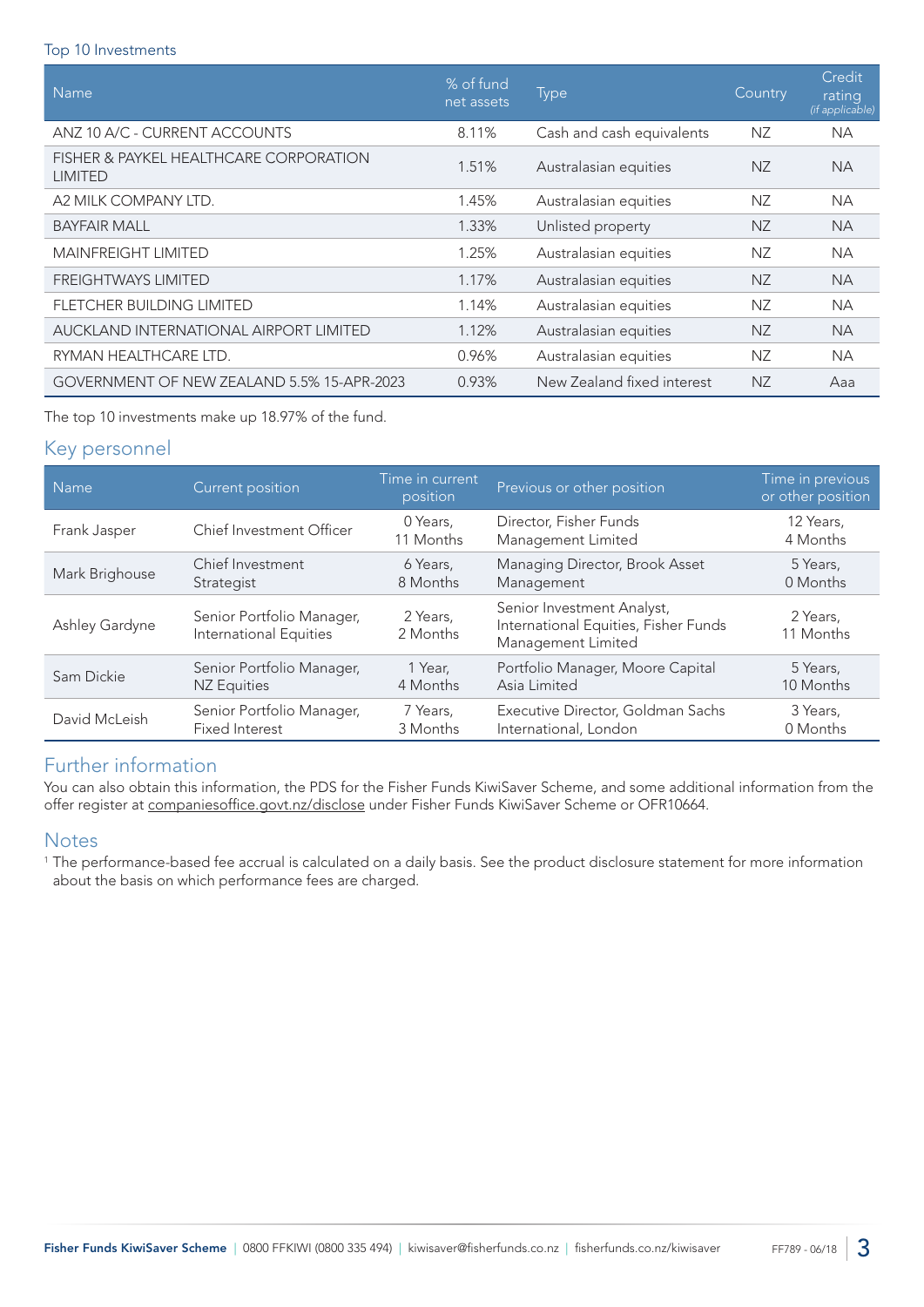Top 10 Investments

| Name | % of fund net assets | Type | Country | Credit rating *(if applicable)* |
|---|---|---|---|---|
| ANZ 10 A/C - CURRENT ACCOUNTS | 8.11% | Cash and cash equivalents | NZ | NA |
| FISHER & PAYKEL HEALTHCARE CORPORATION LIMITED | 1.51% | Australasian equities | NZ | NA |
| A2 MILK COMPANY LTD. | 1.45% | Australasian equities | NZ | NA |
| BAYFAIR MALL | 1.33% | Unlisted property | NZ | NA |
| MAINFREIGHT LIMITED | 1.25% | Australasian equities | NZ | NA |
| FREIGHTWAYS LIMITED | 1.17% | Australasian equities | NZ | NA |
| FLETCHER BUILDING LIMITED | 1.14% | Australasian equities | NZ | NA |
| AUCKLAND INTERNATIONAL AIRPORT LIMITED | 1.12% | Australasian equities | NZ | NA |
| RYMAN HEALTHCARE LTD. | 0.96% | Australasian equities | NZ | NA |
| GOVERNMENT OF NEW ZEALAND 5.5% 15-APR-2023 | 0.93% | New Zealand fixed interest | NZ | Aaa |

The top 10 investments make up 18.97% of the fund.

## Key personnel

| Name | Current position | Time in current position | Previous or other position | Time in previous or other position |
|---|---|---|---|---|
| Frank Jasper | Chief Investment Officer | 0 Years, 11 Months | Director, Fisher Funds Management Limited | 12 Years, 4 Months |
| Mark Brighouse | Chief Investment Strategist | 6 Years, 8 Months | Managing Director, Brook Asset Management | 5 Years, 0 Months |
| Ashley Gardyne | Senior Portfolio Manager, International Equities | 2 Years, 2 Months | Senior Investment Analyst, International Equities, Fisher Funds Management Limited | 2 Years, 11 Months |
| Sam Dickie | Senior Portfolio Manager, NZ Equities | 1 Year, 4 Months | Portfolio Manager, Moore Capital Asia Limited | 5 Years, 10 Months |
| David McLeish | Senior Portfolio Manager, Fixed Interest | 7 Years, 3 Months | Executive Director, Goldman Sachs International, London | 3 Years, 0 Months |

## Further information

You can also obtain this information, the PDS for the Fisher Funds KiwiSaver Scheme, and some additional information from the offer register at companiesoffice.govt.nz/disclose under Fisher Funds KiwiSaver Scheme or OFR10664.

## Notes

[1] The performance-based fee accrual is calculated on a daily basis. See the product disclosure statement for more information about the basis on which performance fees are charged.